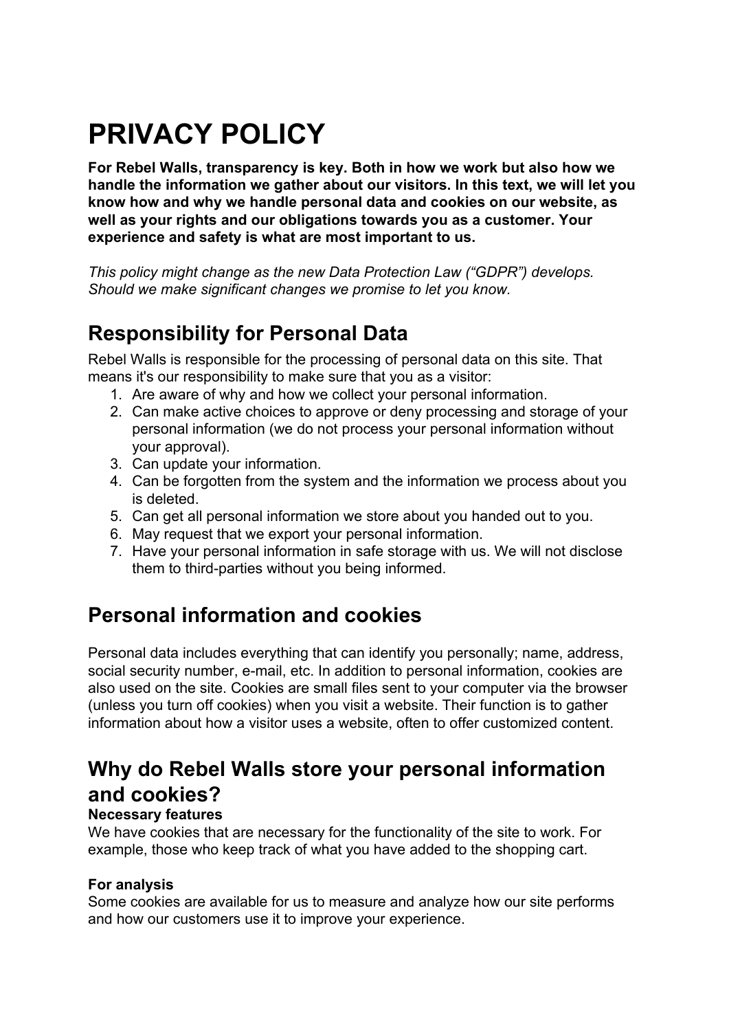# PRIVACY POLICY

**For Rebel Walls, transparency is key. Both in how we work but also how we handle the information we gather about our visitors. In this text, we will let you know how and why we handle personal data and cookies on our website, as well as your rights and our obligations towards you as a customer. Your experience and safety is what are most important to us.**

*This policy might change as the new Data Protection Law ("GDPR") develops. Should we make significant changes we promise to let you know.*

## Responsibility for Personal Data

Rebel Walls is responsible for the processing of personal data on this site. That means it's our responsibility to make sure that you as a visitor:

1. Are aware of why and how we collect your personal information.
2. Can make active choices to approve or deny processing and storage of your personal information (we do not process your personal information without your approval).
3. Can update your information.
4. Can be forgotten from the system and the information we process about you is deleted.
5. Can get all personal information we store about you handed out to you.
6. May request that we export your personal information.
7. Have your personal information in safe storage with us. We will not disclose them to third-parties without you being informed.

## Personal information and cookies

Personal data includes everything that can identify you personally; name, address, social security number, e-mail, etc. In addition to personal information, cookies are also used on the site. Cookies are small files sent to your computer via the browser (unless you turn off cookies) when you visit a website. Their function is to gather information about how a visitor uses a website, often to offer customized content.

## Why do Rebel Walls store your personal information and cookies?

**Necessary features**
We have cookies that are necessary for the functionality of the site to work. For example, those who keep track of what you have added to the shopping cart.

**For analysis**
Some cookies are available for us to measure and analyze how our site performs and how our customers use it to improve your experience.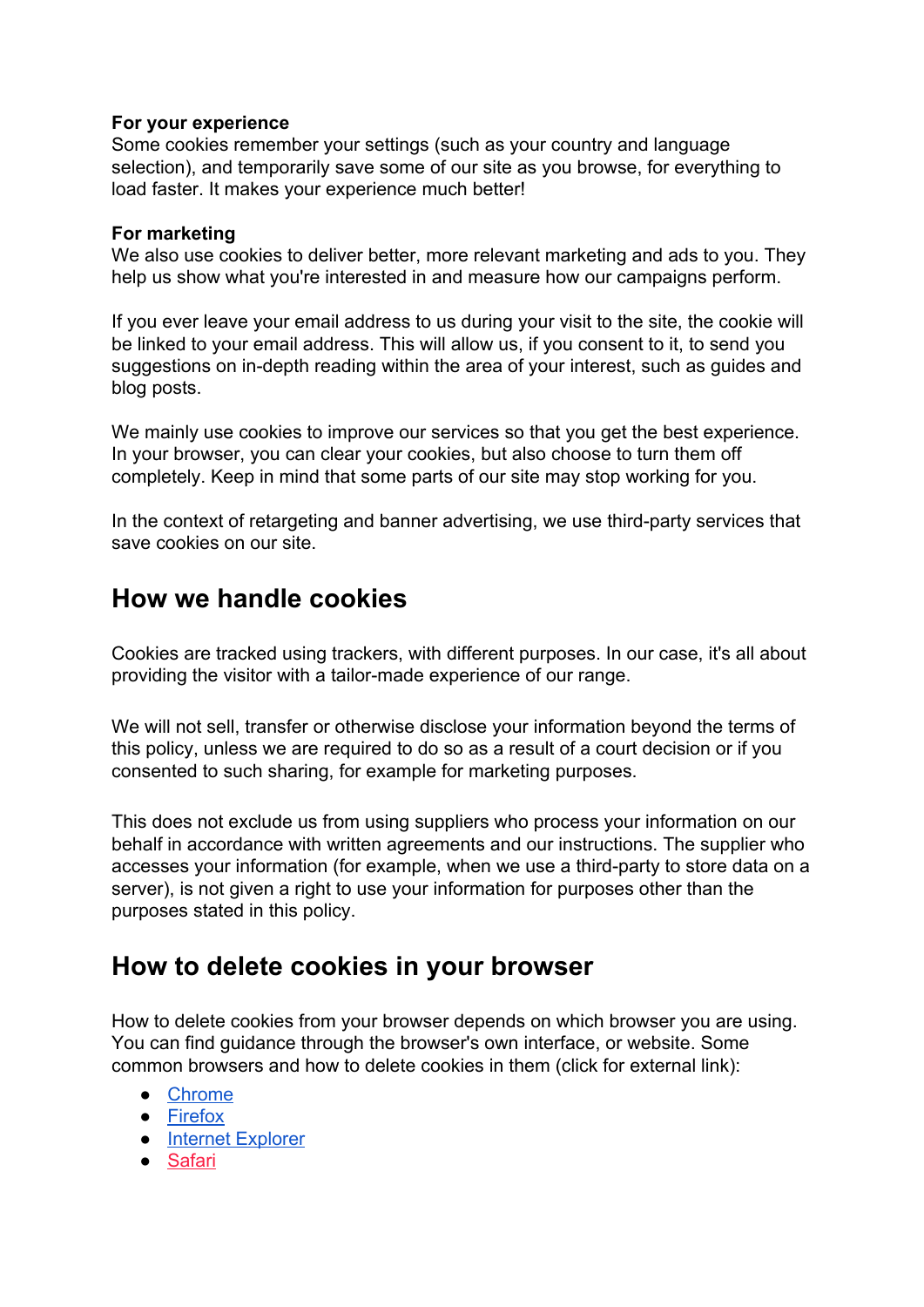**For your experience**
Some cookies remember your settings (such as your country and language selection), and temporarily save some of our site as you browse, for everything to load faster. It makes your experience much better!

**For marketing**
We also use cookies to deliver better, more relevant marketing and ads to you. They help us show what you're interested in and measure how our campaigns perform.

If you ever leave your email address to us during your visit to the site, the cookie will be linked to your email address. This will allow us, if you consent to it, to send you suggestions on in-depth reading within the area of your interest, such as guides and blog posts.

We mainly use cookies to improve our services so that you get the best experience. In your browser, you can clear your cookies, but also choose to turn them off completely. Keep in mind that some parts of our site may stop working for you.

In the context of retargeting and banner advertising, we use third-party services that save cookies on our site.

## How we handle cookies

Cookies are tracked using trackers, with different purposes. In our case, it's all about providing the visitor with a tailor-made experience of our range.

We will not sell, transfer or otherwise disclose your information beyond the terms of this policy, unless we are required to do so as a result of a court decision or if you consented to such sharing, for example for marketing purposes.

This does not exclude us from using suppliers who process your information on our behalf in accordance with written agreements and our instructions. The supplier who accesses your information (for example, when we use a third-party to store data on a server), is not given a right to use your information for purposes other than the purposes stated in this policy.

## How to delete cookies in your browser

How to delete cookies from your browser depends on which browser you are using. You can find guidance through the browser's own interface, or website. Some common browsers and how to delete cookies in them (click for external link):

- Chrome
- Firefox
- Internet Explorer
- Safari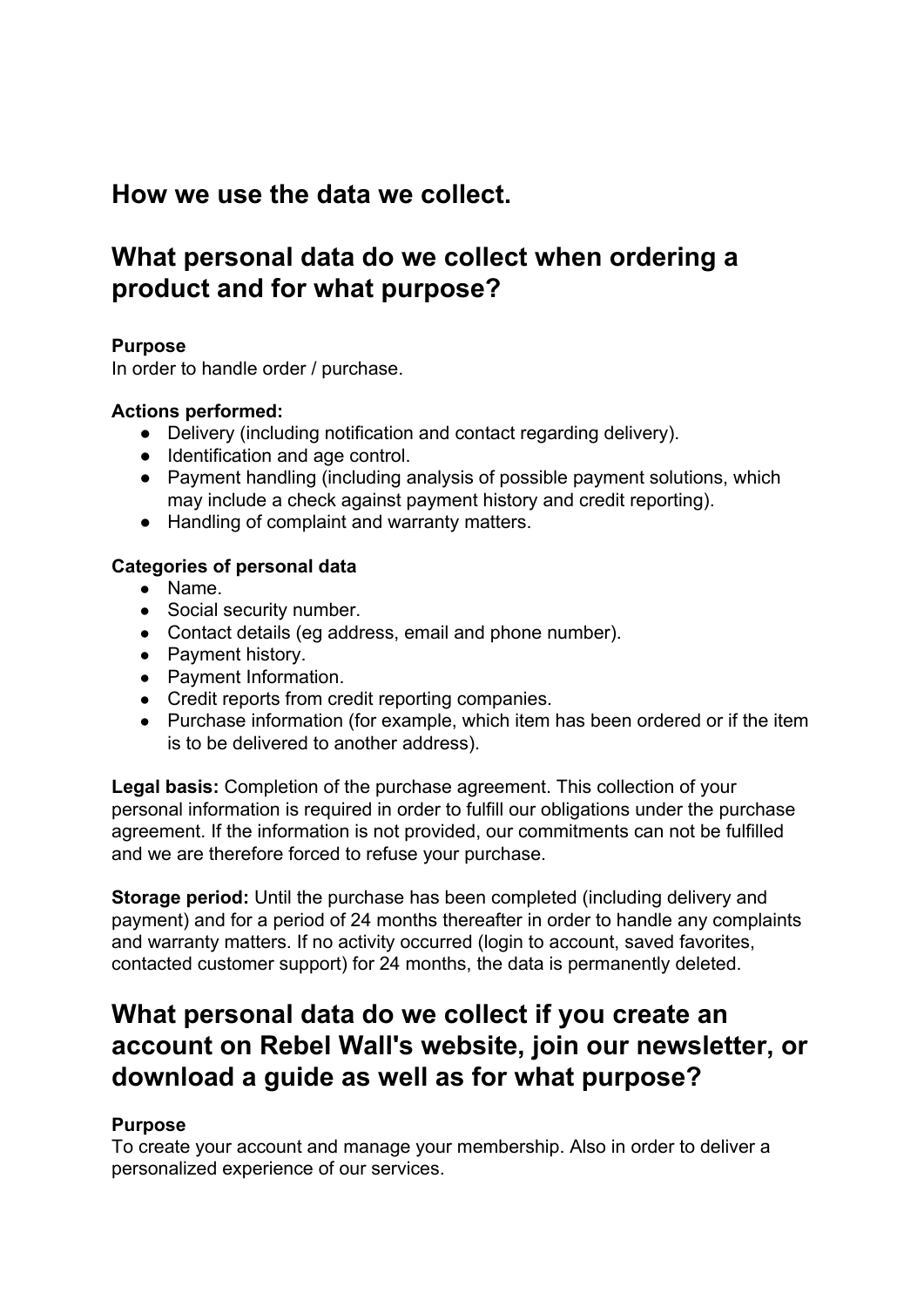## How we use the data we collect.

## What personal data do we collect when ordering a product and for what purpose?

**Purpose**
In order to handle order / purchase.

**Actions performed:**
- Delivery (including notification and contact regarding delivery).
- Identification and age control.
- Payment handling (including analysis of possible payment solutions, which may include a check against payment history and credit reporting).
- Handling of complaint and warranty matters.

**Categories of personal data**
- Name.
- Social security number.
- Contact details (eg address, email and phone number).
- Payment history.
- Payment Information.
- Credit reports from credit reporting companies.
- Purchase information (for example, which item has been ordered or if the item is to be delivered to another address).

**Legal basis:** Completion of the purchase agreement. This collection of your personal information is required in order to fulfill our obligations under the purchase agreement. If the information is not provided, our commitments can not be fulfilled and we are therefore forced to refuse your purchase.

**Storage period:** Until the purchase has been completed (including delivery and payment) and for a period of 24 months thereafter in order to handle any complaints and warranty matters. If no activity occurred (login to account, saved favorites, contacted customer support) for 24 months, the data is permanently deleted.

## What personal data do we collect if you create an account on Rebel Wall's website, join our newsletter, or download a guide as well as for what purpose?

**Purpose**
To create your account and manage your membership. Also in order to deliver a personalized experience of our services.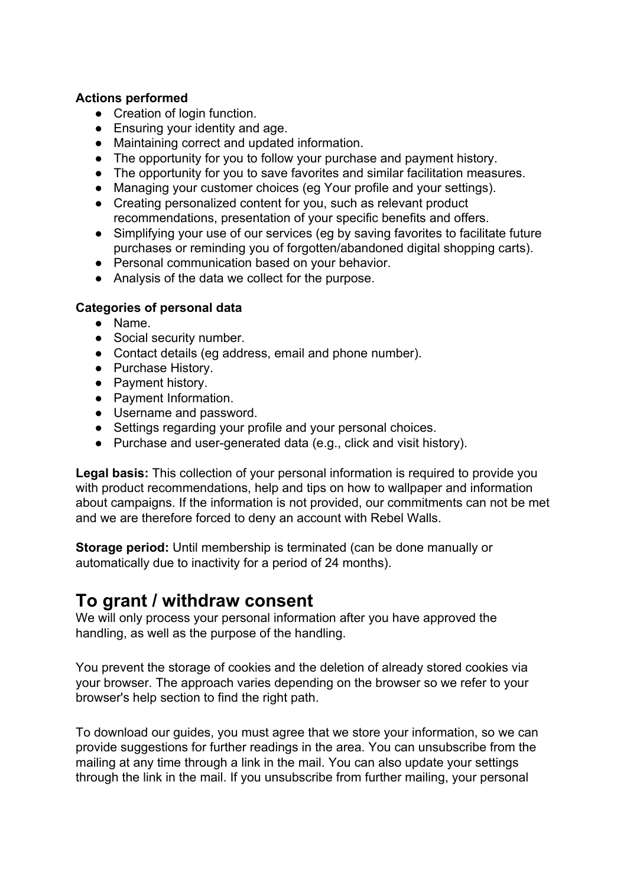**Actions performed**

- Creation of login function.
- Ensuring your identity and age.
- Maintaining correct and updated information.
- The opportunity for you to follow your purchase and payment history.
- The opportunity for you to save favorites and similar facilitation measures.
- Managing your customer choices (eg Your profile and your settings).
- Creating personalized content for you, such as relevant product recommendations, presentation of your specific benefits and offers.
- Simplifying your use of our services (eg by saving favorites to facilitate future purchases or reminding you of forgotten/abandoned digital shopping carts).
- Personal communication based on your behavior.
- Analysis of the data we collect for the purpose.

**Categories of personal data**

- Name.
- Social security number.
- Contact details (eg address, email and phone number).
- Purchase History.
- Payment history.
- Payment Information.
- Username and password.
- Settings regarding your profile and your personal choices.
- Purchase and user-generated data (e.g., click and visit history).

**Legal basis:** This collection of your personal information is required to provide you with product recommendations, help and tips on how to wallpaper and information about campaigns. If the information is not provided, our commitments can not be met and we are therefore forced to deny an account with Rebel Walls.

**Storage period:** Until membership is terminated (can be done manually or automatically due to inactivity for a period of 24 months).

## To grant / withdraw consent

We will only process your personal information after you have approved the handling, as well as the purpose of the handling.

You prevent the storage of cookies and the deletion of already stored cookies via your browser. The approach varies depending on the browser so we refer to your browser's help section to find the right path.

To download our guides, you must agree that we store your information, so we can provide suggestions for further readings in the area. You can unsubscribe from the mailing at any time through a link in the mail. You can also update your settings through the link in the mail. If you unsubscribe from further mailing, your personal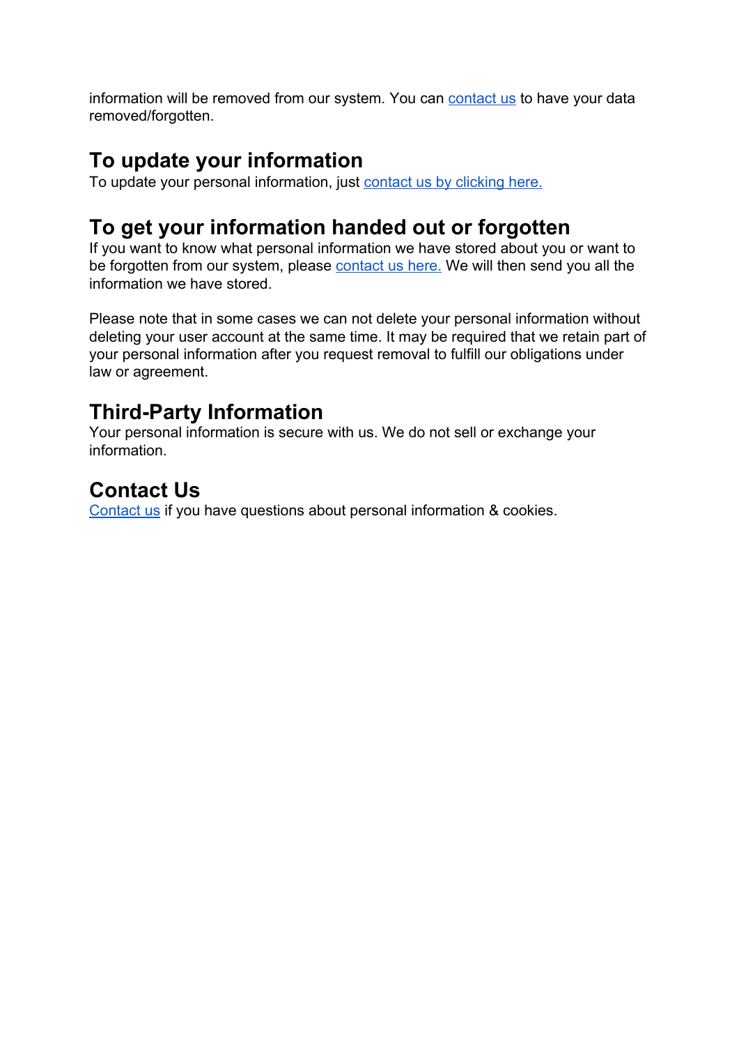information will be removed from our system. You can contact us to have your data removed/forgotten.

## To update your information

To update your personal information, just contact us by clicking here.

## To get your information handed out or forgotten

If you want to know what personal information we have stored about you or want to be forgotten from our system, please contact us here. We will then send you all the information we have stored.

Please note that in some cases we can not delete your personal information without deleting your user account at the same time. It may be required that we retain part of your personal information after you request removal to fulfill our obligations under law or agreement.

## Third-Party Information

Your personal information is secure with us. We do not sell or exchange your information.

## Contact Us

Contact us if you have questions about personal information & cookies.